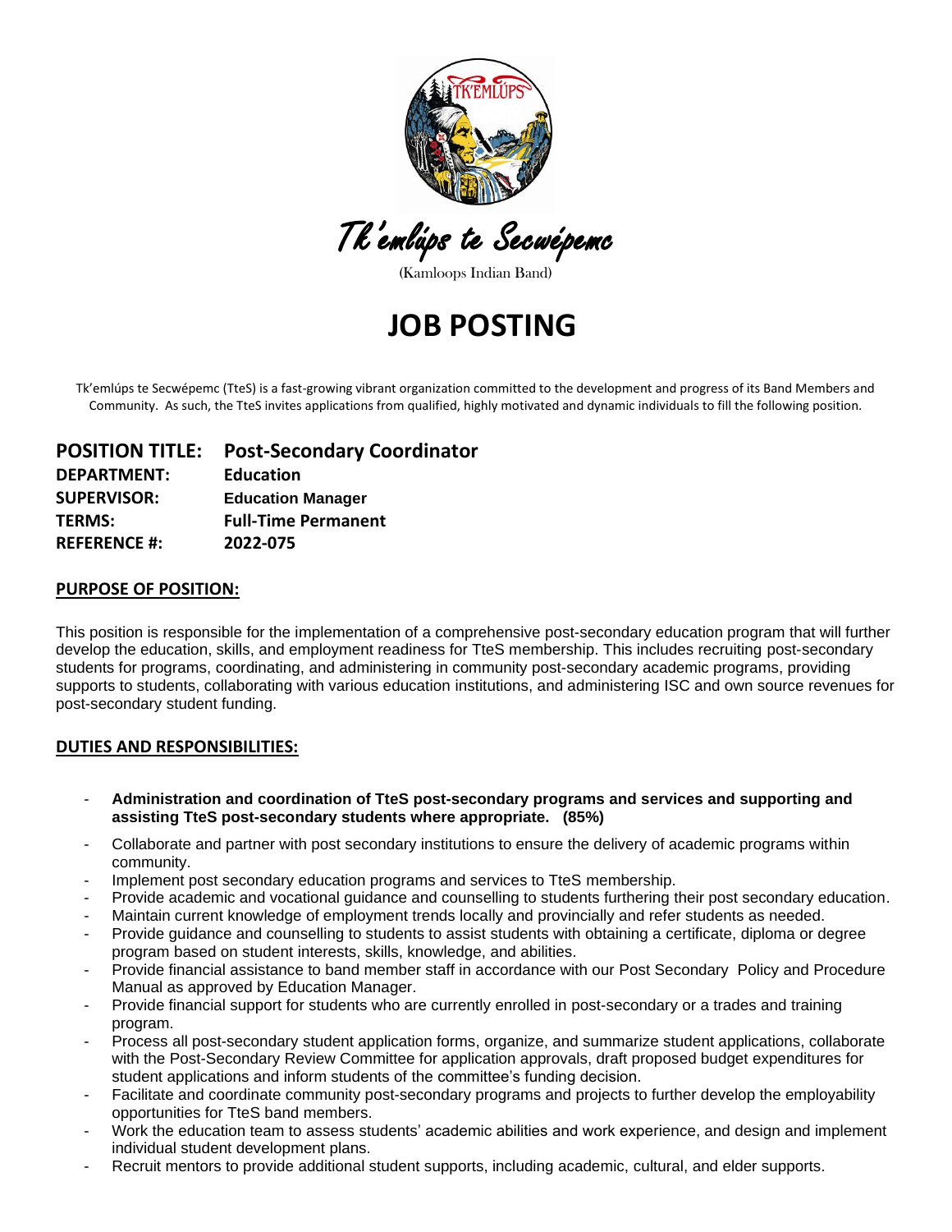Tk'emlúps te Secwépemc

(Kamloops Indian Band)

# JOB POSTING

Tk'emlúps te Secwépemc (TteS) is a fast-growing vibrant organization committed to the development and progress of its Band Members and Community. As such, the TteS invites applications from qualified, highly motivated and dynamic individuals to fill the following position.

**POSITION TITLE:** **Post-Secondary Coordinator**
**DEPARTMENT:** **Education**
**SUPERVISOR:** **Education Manager**
**TERMS:** **Full-Time Permanent**
**REFERENCE #:** **2022-075**

## PURPOSE OF POSITION:

This position is responsible for the implementation of a comprehensive post-secondary education program that will further develop the education, skills, and employment readiness for TteS membership. This includes recruiting post-secondary students for programs, coordinating, and administering in community post-secondary academic programs, providing supports to students, collaborating with various education institutions, and administering ISC and own source revenues for post-secondary student funding.

## DUTIES AND RESPONSIBILITIES:

- **Administration and coordination of TteS post-secondary programs and services and supporting and assisting TteS post-secondary students where appropriate. (85%)**
- Collaborate and partner with post secondary institutions to ensure the delivery of academic programs within community.
- Implement post secondary education programs and services to TteS membership.
- Provide academic and vocational guidance and counselling to students furthering their post secondary education.
- Maintain current knowledge of employment trends locally and provincially and refer students as needed.
- Provide guidance and counselling to students to assist students with obtaining a certificate, diploma or degree program based on student interests, skills, knowledge, and abilities.
- Provide financial assistance to band member staff in accordance with our Post Secondary Policy and Procedure Manual as approved by Education Manager.
- Provide financial support for students who are currently enrolled in post-secondary or a trades and training program.
- Process all post-secondary student application forms, organize, and summarize student applications, collaborate with the Post-Secondary Review Committee for application approvals, draft proposed budget expenditures for student applications and inform students of the committee's funding decision.
- Facilitate and coordinate community post-secondary programs and projects to further develop the employability opportunities for TteS band members.
- Work the education team to assess students' academic abilities and work experience, and design and implement individual student development plans.
- Recruit mentors to provide additional student supports, including academic, cultural, and elder supports.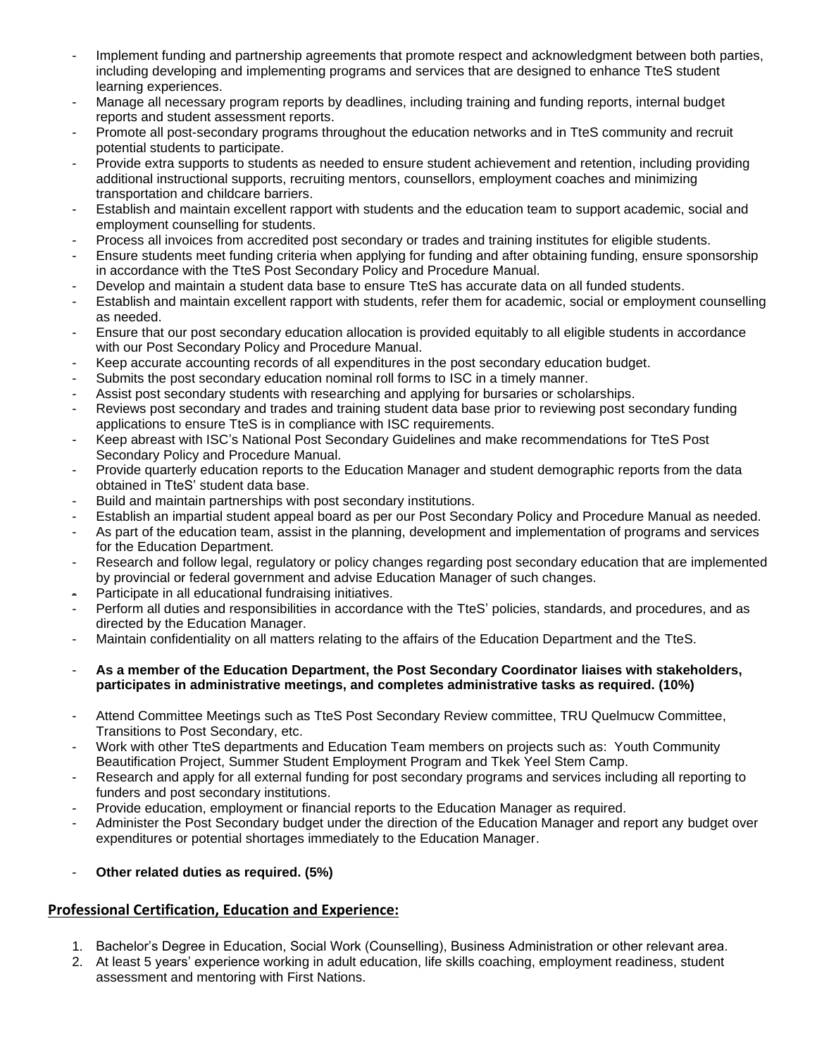- Implement funding and partnership agreements that promote respect and acknowledgment between both parties, including developing and implementing programs and services that are designed to enhance TteS student learning experiences.
- Manage all necessary program reports by deadlines, including training and funding reports, internal budget reports and student assessment reports.
- Promote all post-secondary programs throughout the education networks and in TteS community and recruit potential students to participate.
- Provide extra supports to students as needed to ensure student achievement and retention, including providing additional instructional supports, recruiting mentors, counsellors, employment coaches and minimizing transportation and childcare barriers.
- Establish and maintain excellent rapport with students and the education team to support academic, social and employment counselling for students.
- Process all invoices from accredited post secondary or trades and training institutes for eligible students.
- Ensure students meet funding criteria when applying for funding and after obtaining funding, ensure sponsorship in accordance with the TteS Post Secondary Policy and Procedure Manual.
- Develop and maintain a student data base to ensure TteS has accurate data on all funded students.
- Establish and maintain excellent rapport with students, refer them for academic, social or employment counselling as needed.
- Ensure that our post secondary education allocation is provided equitably to all eligible students in accordance with our Post Secondary Policy and Procedure Manual.
- Keep accurate accounting records of all expenditures in the post secondary education budget.
- Submits the post secondary education nominal roll forms to ISC in a timely manner.
- Assist post secondary students with researching and applying for bursaries or scholarships.
- Reviews post secondary and trades and training student data base prior to reviewing post secondary funding applications to ensure TteS is in compliance with ISC requirements.
- Keep abreast with ISC's National Post Secondary Guidelines and make recommendations for TteS Post Secondary Policy and Procedure Manual.
- Provide quarterly education reports to the Education Manager and student demographic reports from the data obtained in TteS' student data base.
- Build and maintain partnerships with post secondary institutions.
- Establish an impartial student appeal board as per our Post Secondary Policy and Procedure Manual as needed.
- As part of the education team, assist in the planning, development and implementation of programs and services for the Education Department.
- Research and follow legal, regulatory or policy changes regarding post secondary education that are implemented by provincial or federal government and advise Education Manager of such changes.
- Participate in all educational fundraising initiatives.
- Perform all duties and responsibilities in accordance with the TteS' policies, standards, and procedures, and as directed by the Education Manager.
- Maintain confidentiality on all matters relating to the affairs of the Education Department and the TteS.

- **As a member of the Education Department, the Post Secondary Coordinator liaises with stakeholders, participates in administrative meetings, and completes administrative tasks as required. (10%)**

- Attend Committee Meetings such as TteS Post Secondary Review committee, TRU Quelmucw Committee, Transitions to Post Secondary, etc.
- Work with other TteS departments and Education Team members on projects such as: Youth Community Beautification Project, Summer Student Employment Program and Tkek Yeel Stem Camp.
- Research and apply for all external funding for post secondary programs and services including all reporting to funders and post secondary institutions.
- Provide education, employment or financial reports to the Education Manager as required.
- Administer the Post Secondary budget under the direction of the Education Manager and report any budget over expenditures or potential shortages immediately to the Education Manager.

- **Other related duties as required. (5%)**

## Professional Certification, Education and Experience:

1. Bachelor's Degree in Education, Social Work (Counselling), Business Administration or other relevant area.
2. At least 5 years' experience working in adult education, life skills coaching, employment readiness, student assessment and mentoring with First Nations.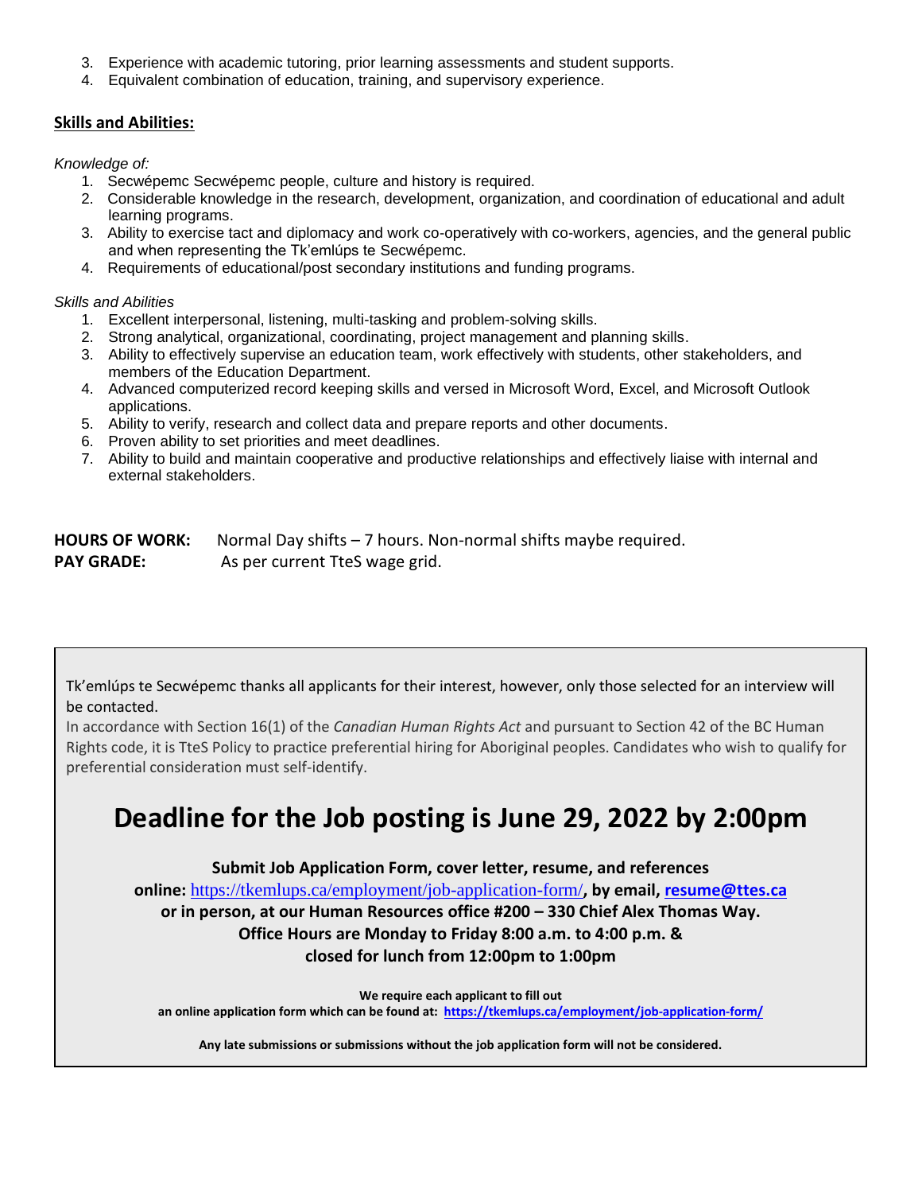3. Experience with academic tutoring, prior learning assessments and student supports.
4. Equivalent combination of education, training, and supervisory experience.

## Skills and Abilities:

*Knowledge of:*

1. Secwépemc Secwépemc people, culture and history is required.
2. Considerable knowledge in the research, development, organization, and coordination of educational and adult learning programs.
3. Ability to exercise tact and diplomacy and work co-operatively with co-workers, agencies, and the general public and when representing the Tk'emlúps te Secwépemc.
4. Requirements of educational/post secondary institutions and funding programs.

*Skills and Abilities*

1. Excellent interpersonal, listening, multi-tasking and problem-solving skills.
2. Strong analytical, organizational, coordinating, project management and planning skills.
3. Ability to effectively supervise an education team, work effectively with students, other stakeholders, and members of the Education Department.
4. Advanced computerized record keeping skills and versed in Microsoft Word, Excel, and Microsoft Outlook applications.
5. Ability to verify, research and collect data and prepare reports and other documents.
6. Proven ability to set priorities and meet deadlines.
7. Ability to build and maintain cooperative and productive relationships and effectively liaise with internal and external stakeholders.

**HOURS OF WORK:** Normal Day shifts – 7 hours. Non-normal shifts maybe required.
**PAY GRADE:** As per current TteS wage grid.

Tk'emlúps te Secwépemc thanks all applicants for their interest, however, only those selected for an interview will be contacted.

In accordance with Section 16(1) of the *Canadian Human Rights Act* and pursuant to Section 42 of the BC Human Rights code, it is TteS Policy to practice preferential hiring for Aboriginal peoples. Candidates who wish to qualify for preferential consideration must self-identify.

# Deadline for the Job posting is June 29, 2022 by 2:00pm

**Submit Job Application Form, cover letter, resume, and references online:** https://tkemlups.ca/employment/job-application-form/**, by email, resume@ttes.ca or in person, at our Human Resources office #200 – 330 Chief Alex Thomas Way. Office Hours are Monday to Friday 8:00 a.m. to 4:00 p.m. & closed for lunch from 12:00pm to 1:00pm**

**We require each applicant to fill out an online application form which can be found at: https://tkemlups.ca/employment/job-application-form/**

**Any late submissions or submissions without the job application form will not be considered.**